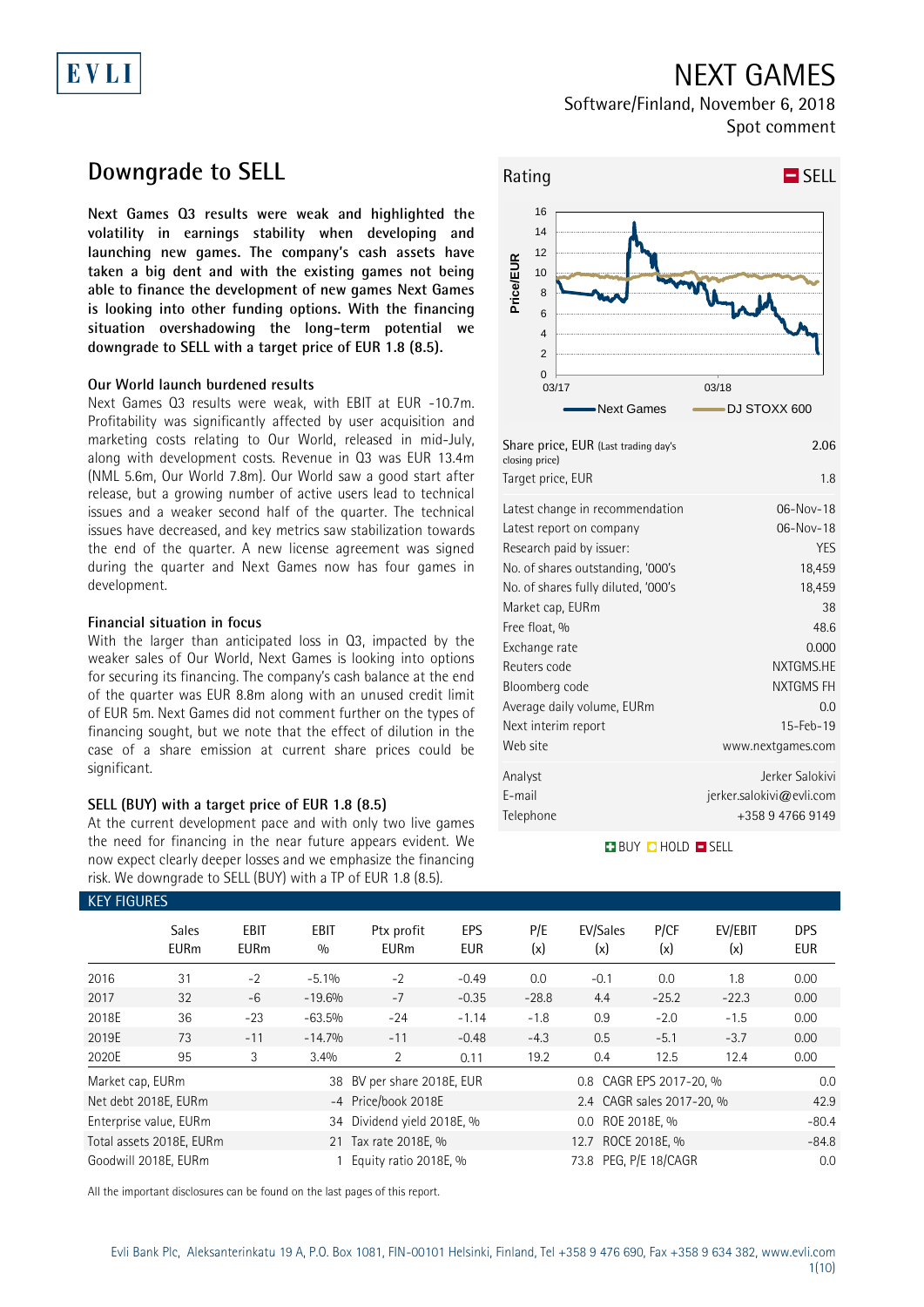# NEXT GAMES

Software/Finland, November 6, 2018
Spot comment

## Downgrade to SELL

**Next Games Q3 results were weak and highlighted the volatility in earnings stability when developing and launching new games. The company's cash assets have taken a big dent and with the existing games not being able to finance the development of new games Next Games is looking into other funding options. With the financing situation overshadowing the long-term potential we downgrade to SELL with a target price of EUR 1.8 (8.5).**

### Our World launch burdened results

Next Games Q3 results were weak, with EBIT at EUR -10.7m. Profitability was significantly affected by user acquisition and marketing costs relating to Our World, released in mid-July, along with development costs. Revenue in Q3 was EUR 13.4m (NML 5.6m, Our World 7.8m). Our World saw a good start after release, but a growing number of active users lead to technical issues and a weaker second half of the quarter. The technical issues have decreased, and key metrics saw stabilization towards the end of the quarter. A new license agreement was signed during the quarter and Next Games now has four games in development.

### Financial situation in focus

With the larger than anticipated loss in Q3, impacted by the weaker sales of Our World, Next Games is looking into options for securing its financing. The company's cash balance at the end of the quarter was EUR 8.8m along with an unused credit limit of EUR 5m. Next Games did not comment further on the types of financing sought, but we note that the effect of dilution in the case of a share emission at current share prices could be significant.

### SELL (BUY) with a target price of EUR 1.8 (8.5)

At the current development pace and with only two live games the need for financing in the near future appears evident. We now expect clearly deeper losses and we emphasize the financing risk. We downgrade to SELL (BUY) with a TP of EUR 1.8 (8.5).

**Rating: SELL**

| | |
|---|---|
| Share price, EUR (Last trading day's closing price) | 2.06 |
| Target price, EUR | 1.8 |
| Latest change in recommendation | 06-Nov-18 |
| Latest report on company | 06-Nov-18 |
| Research paid by issuer: | YES |
| No. of shares outstanding, '000's | 18,459 |
| No. of shares fully diluted, '000's | 18,459 |
| Market cap, EURm | 38 |
| Free float, % | 48.6 |
| Exchange rate | 0.000 |
| Reuters code | NXTGMS.HE |
| Bloomberg code | NXTGMS FH |
| Average daily volume, EURm | 0.0 |
| Next interim report | 15-Feb-19 |
| Web site | www.nextgames.com |
| Analyst | Jerker Salokivi |
| E-mail | jerker.salokivi@evli.com |
| Telephone | +358 9 4766 9149 |

BUY HOLD SELL

### KEY FIGURES

| | Sales EURm | EBIT EURm | EBIT % | Ptx profit EURm | EPS EUR | P/E (x) | EV/Sales (x) | P/CF (x) | EV/EBIT (x) | DPS EUR |
|---|---|---|---|---|---|---|---|---|---|---|
| 2016 | 31 | -2 | -5.1% | -2 | -0.49 | 0.0 | -0.1 | 0.0 | 1.8 | 0.00 |
| 2017 | 32 | -6 | -19.6% | -7 | -0.35 | -28.8 | 4.4 | -25.2 | -22.3 | 0.00 |
| 2018E | 36 | -23 | -63.5% | -24 | -1.14 | -1.8 | 0.9 | -2.0 | -1.5 | 0.00 |
| 2019E | 73 | -11 | -14.7% | -11 | -0.48 | -4.3 | 0.5 | -5.1 | -3.7 | 0.00 |
| 2020E | 95 | 3 | 3.4% | 2 | 0.11 | 19.2 | 0.4 | 12.5 | 12.4 | 0.00 |

| | | | | | |
|---|---|---|---|---|---|
| Market cap, EURm | 38 | BV per share 2018E, EUR | 0.8 | CAGR EPS 2017-20, % | 0.0 |
| Net debt 2018E, EURm | -4 | Price/book 2018E | 2.4 | CAGR sales 2017-20, % | 42.9 |
| Enterprise value, EURm | 34 | Dividend yield 2018E, % | 0.0 | ROE 2018E, % | -80.4 |
| Total assets 2018E, EURm | 21 | Tax rate 2018E, % | 12.7 | ROCE 2018E, % | -84.8 |
| Goodwill 2018E, EURm | 1 | Equity ratio 2018E, % | 73.8 | PEG, P/E 18/CAGR | 0.0 |

All the important disclosures can be found on the last pages of this report.

Evli Bank Plc, Aleksanterinkatu 19 A, P.O. Box 1081, FIN-00101 Helsinki, Finland, Tel +358 9 476 690, Fax +358 9 634 382, www.evli.com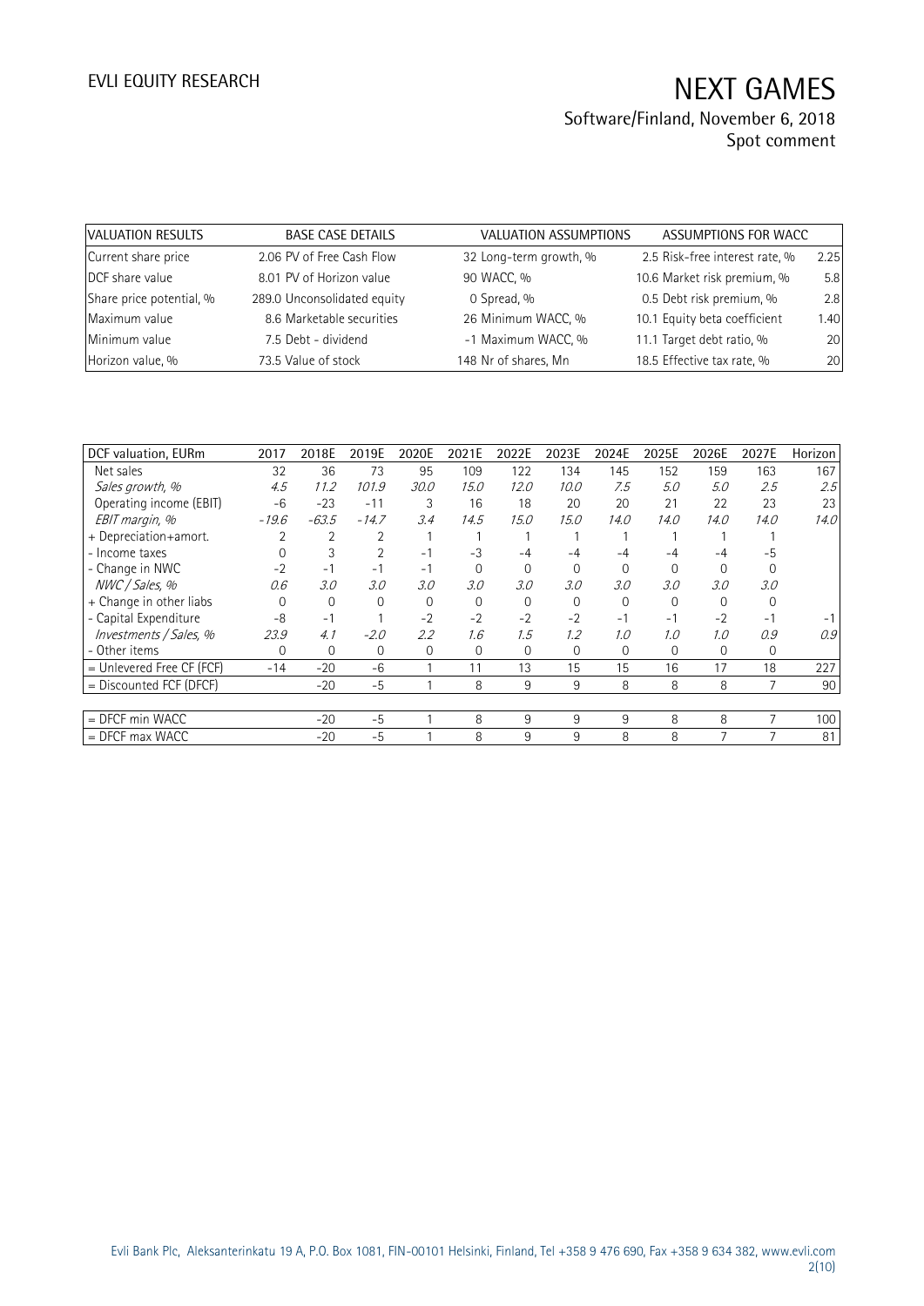| VALUATION RESULTS | BASE CASE DETAILS | VALUATION ASSUMPTIONS | ASSUMPTIONS FOR WACC | |
|---|---|---|---|---|
| Current share price | 2.06 PV of Free Cash Flow | 32 Long-term growth, % | 2.5 Risk-free interest rate, % | 2.25 |
| DCF share value | 8.01 PV of Horizon value | 90 WACC, % | 10.6 Market risk premium, % | 5.8 |
| Share price potential, % | 289.0 Unconsolidated equity | 0 Spread, % | 0.5 Debt risk premium, % | 2.8 |
| Maximum value | 8.6 Marketable securities | 26 Minimum WACC, % | 10.1 Equity beta coefficient | 1.40 |
| Minimum value | 7.5 Debt - dividend | -1 Maximum WACC, % | 11.1 Target debt ratio, % | 20 |
| Horizon value, % | 73.5 Value of stock | 148 Nr of shares, Mn | 18.5 Effective tax rate, % | 20 |

| DCF valuation, EURm | 2017 | 2018E | 2019E | 2020E | 2021E | 2022E | 2023E | 2024E | 2025E | 2026E | 2027E | Horizon |
|---|---|---|---|---|---|---|---|---|---|---|---|---|
| Net sales | 32 | 36 | 73 | 95 | 109 | 122 | 134 | 145 | 152 | 159 | 163 | 167 |
| *Sales growth, %* | *4.5* | *11.2* | *101.9* | *30.0* | *15.0* | *12.0* | *10.0* | *7.5* | *5.0* | *5.0* | *2.5* | *2.5* |
| Operating income (EBIT) | -6 | -23 | -11 | 3 | 16 | 18 | 20 | 20 | 21 | 22 | 23 | 23 |
| *EBIT margin, %* | *-19.6* | *-63.5* | *-14.7* | *3.4* | *14.5* | *15.0* | *15.0* | *14.0* | *14.0* | *14.0* | *14.0* | *14.0* |
| + Depreciation+amort. | 2 | 2 | 2 | 1 | 1 | 1 | 1 | 1 | 1 | 1 | 1 | |
| - Income taxes | 0 | 3 | 2 | -1 | -3 | -4 | -4 | -4 | -4 | -4 | -5 | |
| - Change in NWC | -2 | -1 | -1 | -1 | 0 | 0 | 0 | 0 | 0 | 0 | 0 | |
| *NWC / Sales, %* | *0.6* | *3.0* | *3.0* | *3.0* | *3.0* | *3.0* | *3.0* | *3.0* | *3.0* | *3.0* | *3.0* | |
| + Change in other liabs | 0 | 0 | 0 | 0 | 0 | 0 | 0 | 0 | 0 | 0 | 0 | |
| - Capital Expenditure | -8 | -1 | 1 | -2 | -2 | -2 | -2 | -1 | -1 | -2 | -1 | -1 |
| *Investments / Sales, %* | *23.9* | *4.1* | *-2.0* | *2.2* | *1.6* | *1.5* | *1.2* | *1.0* | *1.0* | *1.0* | *0.9* | *0.9* |
| - Other items | 0 | 0 | 0 | 0 | 0 | 0 | 0 | 0 | 0 | 0 | 0 | |
| = Unlevered Free CF (FCF) | -14 | -20 | -6 | 1 | 11 | 13 | 15 | 15 | 16 | 17 | 18 | 227 |
| = Discounted FCF (DFCF) | | -20 | -5 | 1 | 8 | 9 | 9 | 8 | 8 | 8 | 7 | 90 |
| | | | | | | | | | | | | |
| = DFCF min WACC | | -20 | -5 | 1 | 8 | 9 | 9 | 9 | 8 | 8 | 7 | 100 |
| = DFCF max WACC | | -20 | -5 | 1 | 8 | 9 | 9 | 8 | 8 | 7 | 7 | 81 |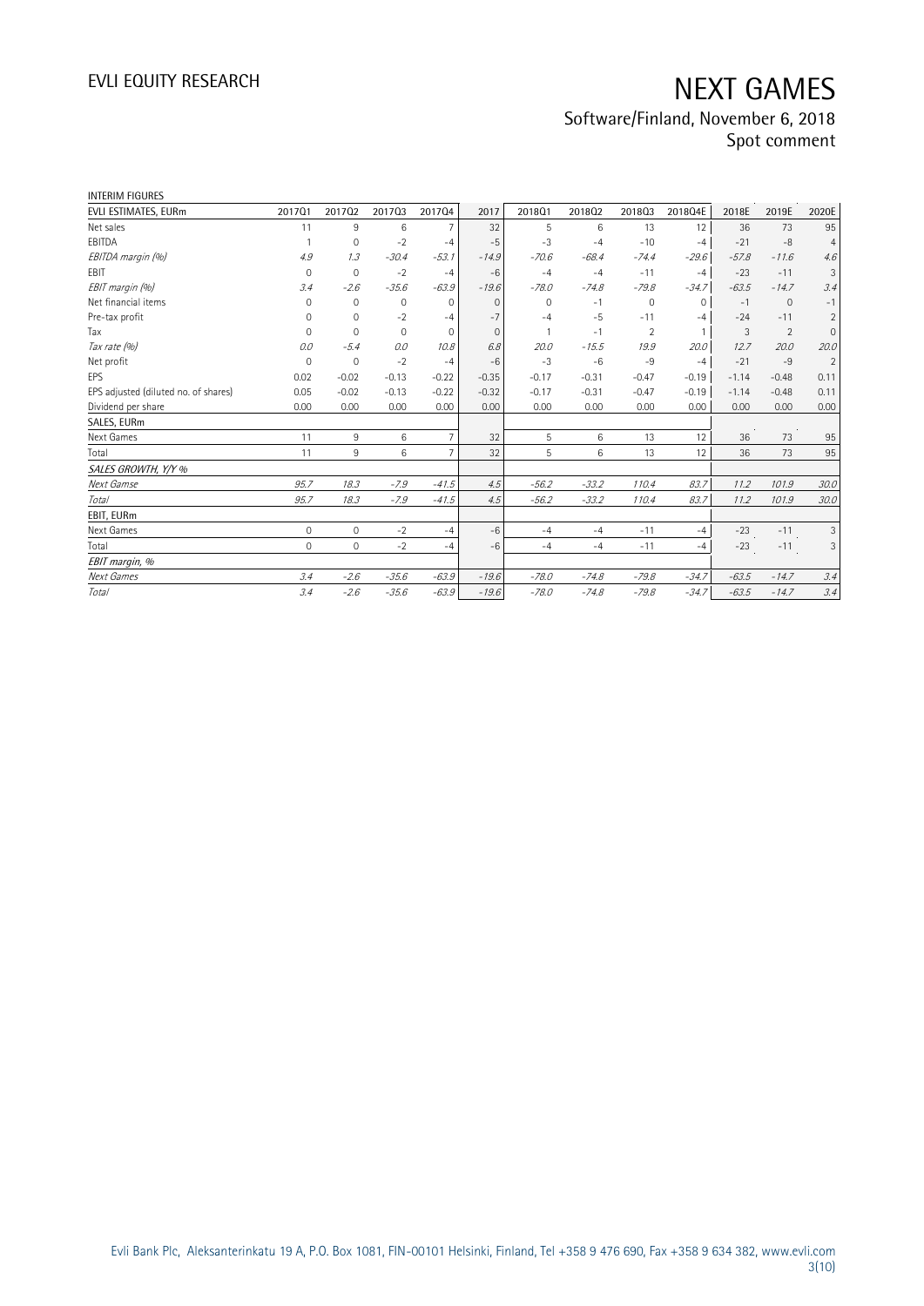INTERIM FIGURES

| EVLI ESTIMATES, EURm | 2017Q1 | 2017Q2 | 2017Q3 | 2017Q4 | 2017 | 2018Q1 | 2018Q2 | 2018Q3 | 2018Q4E | 2018E | 2019E | 2020E |
|---|---|---|---|---|---|---|---|---|---|---|---|---|
| Net sales | 11 | 9 | 6 | 7 | 32 | 5 | 6 | 13 | 12 | 36 | 73 | 95 |
| EBITDA | 1 | 0 | -2 | -4 | -5 | -3 | -4 | -10 | -4 | -21 | -8 | 4 |
| *EBITDA margin (%)* | *4.9* | *1.3* | *-30.4* | *-53.1* | *-14.9* | *-70.6* | *-68.4* | *-74.4* | *-29.6* | *-57.8* | *-11.6* | *4.6* |
| EBIT | 0 | 0 | -2 | -4 | -6 | -4 | -4 | -11 | -4 | -23 | -11 | 3 |
| *EBIT margin (%)* | *3.4* | *-2.6* | *-35.6* | *-63.9* | *-19.6* | *-78.0* | *-74.8* | *-79.8* | *-34.7* | *-63.5* | *-14.7* | *3.4* |
| Net financial items | 0 | 0 | 0 | 0 | 0 | 0 | -1 | 0 | 0 | -1 | 0 | -1 |
| Pre-tax profit | 0 | 0 | -2 | -4 | -7 | -4 | -5 | -11 | -4 | -24 | -11 | 2 |
| Tax | 0 | 0 | 0 | 0 | 0 | 1 | -1 | 2 | 1 | 3 | 2 | 0 |
| *Tax rate (%)* | *0.0* | *-5.4* | *0.0* | *10.8* | *6.8* | *20.0* | *-15.5* | *19.9* | *20.0* | *12.7* | *20.0* | *20.0* |
| Net profit | 0 | 0 | -2 | -4 | -6 | -3 | -6 | -9 | -4 | -21 | -9 | 2 |
| EPS | 0.02 | -0.02 | -0.13 | -0.22 | -0.35 | -0.17 | -0.31 | -0.47 | -0.19 | -1.14 | -0.48 | 0.11 |
| EPS adjusted (diluted no. of shares) | 0.05 | -0.02 | -0.13 | -0.22 | -0.32 | -0.17 | -0.31 | -0.47 | -0.19 | -1.14 | -0.48 | 0.11 |
| Dividend per share | 0.00 | 0.00 | 0.00 | 0.00 | 0.00 | 0.00 | 0.00 | 0.00 | 0.00 | 0.00 | 0.00 | 0.00 |
| SALES, EURm | | | | | | | | | | | | |
| Next Games | 11 | 9 | 6 | 7 | 32 | 5 | 6 | 13 | 12 | 36 | 73 | 95 |
| Total | 11 | 9 | 6 | 7 | 32 | 5 | 6 | 13 | 12 | 36 | 73 | 95 |
| *SALES GROWTH, Y/Y %* | | | | | | | | | | | | |
| *Next Gamse* | *95.7* | *18.3* | *-7.9* | *-41.5* | *4.5* | *-56.2* | *-33.2* | *110.4* | *83.7* | *11.2* | *101.9* | *30.0* |
| *Total* | *95.7* | *18.3* | *-7.9* | *-41.5* | *4.5* | *-56.2* | *-33.2* | *110.4* | *83.7* | *11.2* | *101.9* | *30.0* |
| EBIT, EURm | | | | | | | | | | | | |
| Next Games | 0 | 0 | -2 | -4 | -6 | -4 | -4 | -11 | -4 | -23 | -11 | 3 |
| Total | 0 | 0 | -2 | -4 | -6 | -4 | -4 | -11 | -4 | -23 | -11 | 3 |
| *EBIT margin, %* | | | | | | | | | | | | |
| *Next Games* | *3.4* | *-2.6* | *-35.6* | *-63.9* | *-19.6* | *-78.0* | *-74.8* | *-79.8* | *-34.7* | *-63.5* | *-14.7* | *3.4* |
| *Total* | *3.4* | *-2.6* | *-35.6* | *-63.9* | *-19.6* | *-78.0* | *-74.8* | *-79.8* | *-34.7* | *-63.5* | *-14.7* | *3.4* |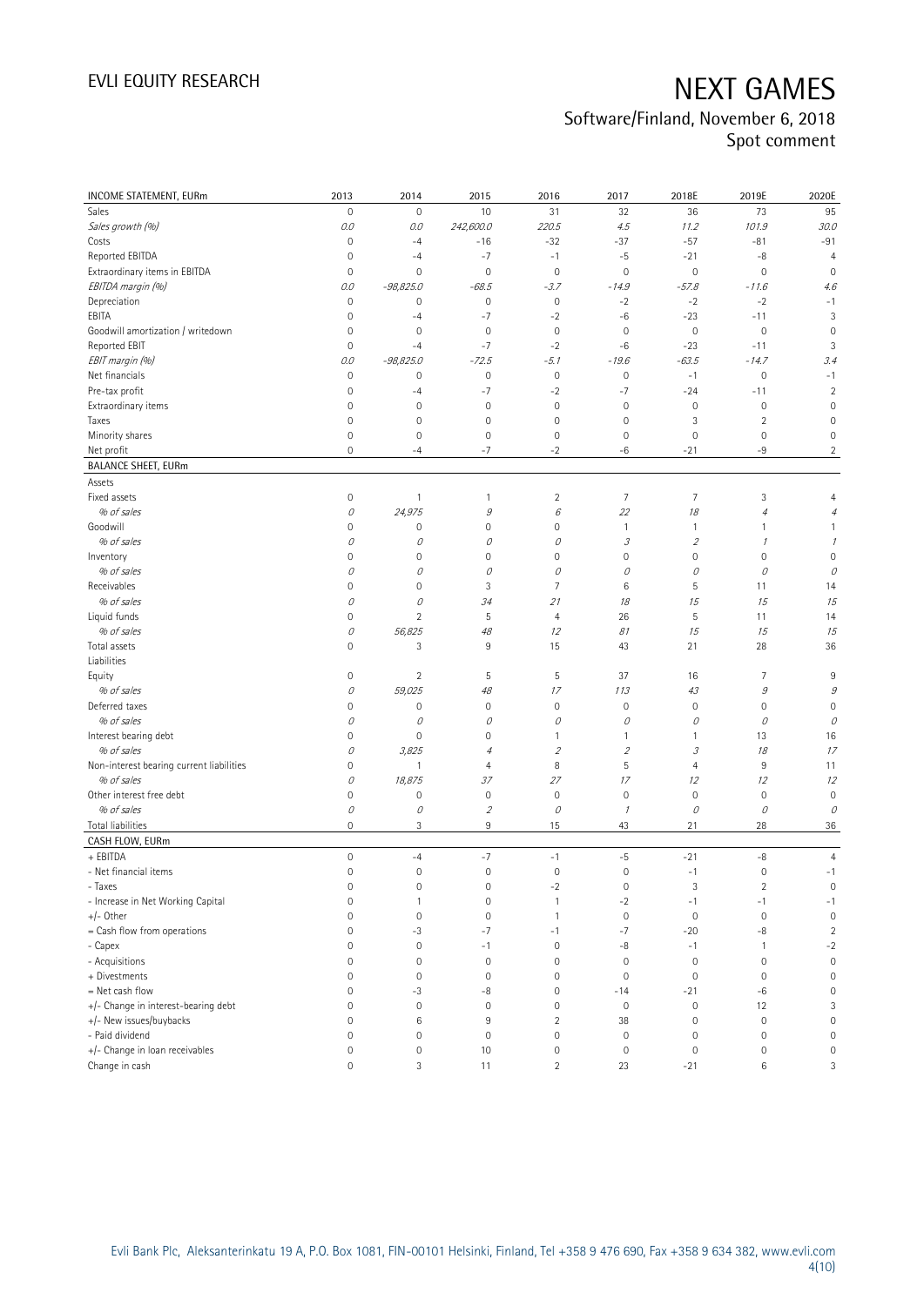# NEXT GAMES

Software/Finland, November 6, 2018
Spot comment

| INCOME STATEMENT, EURm | 2013 | 2014 | 2015 | 2016 | 2017 | 2018E | 2019E | 2020E |
|---|---|---|---|---|---|---|---|---|
| Sales | 0 | 0 | 10 | 31 | 32 | 36 | 73 | 95 |
| *Sales growth (%)* | *0.0* | *0.0* | *242,600.0* | *220.5* | *4.5* | *11.2* | *101.9* | *30.0* |
| Costs | 0 | -4 | -16 | -32 | -37 | -57 | -81 | -91 |
| Reported EBITDA | 0 | -4 | -7 | -1 | -5 | -21 | -8 | 4 |
| Extraordinary items in EBITDA | 0 | 0 | 0 | 0 | 0 | 0 | 0 | 0 |
| *EBITDA margin (%)* | *0.0* | *-98,825.0* | *-68.5* | *-3.7* | *-14.9* | *-57.8* | *-11.6* | *4.6* |
| Depreciation | 0 | 0 | 0 | 0 | -2 | -2 | -2 | -1 |
| EBITA | 0 | -4 | -7 | -2 | -6 | -23 | -11 | 3 |
| Goodwill amortization / writedown | 0 | 0 | 0 | 0 | 0 | 0 | 0 | 0 |
| Reported EBIT | 0 | -4 | -7 | -2 | -6 | -23 | -11 | 3 |
| *EBIT margin (%)* | *0.0* | *-98,825.0* | *-72.5* | *-5.1* | *-19.6* | *-63.5* | *-14.7* | *3.4* |
| Net financials | 0 | 0 | 0 | 0 | 0 | -1 | 0 | -1 |
| Pre-tax profit | 0 | -4 | -7 | -2 | -7 | -24 | -11 | 2 |
| Extraordinary items | 0 | 0 | 0 | 0 | 0 | 0 | 0 | 0 |
| Taxes | 0 | 0 | 0 | 0 | 0 | 3 | 2 | 0 |
| Minority shares | 0 | 0 | 0 | 0 | 0 | 0 | 0 | 0 |
| Net profit | 0 | -4 | -7 | -2 | -6 | -21 | -9 | 2 |
| **BALANCE SHEET, EURm** | | | | | | | | |
| Assets | | | | | | | | |
| Fixed assets | 0 | 1 | 1 | 2 | 7 | 7 | 3 | 4 |
| *% of sales* | *0* | *24,975* | *9* | *6* | *22* | *18* | *4* | *4* |
| Goodwill | 0 | 0 | 0 | 0 | 1 | 1 | 1 | 1 |
| *% of sales* | *0* | *0* | *0* | *0* | *3* | *2* | *1* | *1* |
| Inventory | 0 | 0 | 0 | 0 | 0 | 0 | 0 | 0 |
| *% of sales* | *0* | *0* | *0* | *0* | *0* | *0* | *0* | *0* |
| Receivables | 0 | 0 | 3 | 7 | 6 | 5 | 11 | 14 |
| *% of sales* | *0* | *0* | *34* | *21* | *18* | *15* | *15* | *15* |
| Liquid funds | 0 | 2 | 5 | 4 | 26 | 5 | 11 | 14 |
| *% of sales* | *0* | *56,825* | *48* | *12* | *81* | *15* | *15* | *15* |
| Total assets | 0 | 3 | 9 | 15 | 43 | 21 | 28 | 36 |
| Liabilities | | | | | | | | |
| Equity | 0 | 2 | 5 | 5 | 37 | 16 | 7 | 9 |
| *% of sales* | *0* | *59,025* | *48* | *17* | *113* | *43* | *9* | *9* |
| Deferred taxes | 0 | 0 | 0 | 0 | 0 | 0 | 0 | 0 |
| *% of sales* | *0* | *0* | *0* | *0* | *0* | *0* | *0* | *0* |
| Interest bearing debt | 0 | 0 | 0 | 1 | 1 | 1 | 13 | 16 |
| *% of sales* | *0* | *3,825* | *4* | *2* | *2* | *3* | *18* | *17* |
| Non-interest bearing current liabilities | 0 | 1 | 4 | 8 | 5 | 4 | 9 | 11 |
| *% of sales* | *0* | *18,875* | *37* | *27* | *17* | *12* | *12* | *12* |
| Other interest free debt | 0 | 0 | 0 | 0 | 0 | 0 | 0 | 0 |
| *% of sales* | *0* | *0* | *2* | *0* | *1* | *0* | *0* | *0* |
| Total liabilities | 0 | 3 | 9 | 15 | 43 | 21 | 28 | 36 |
| **CASH FLOW, EURm** | | | | | | | | |
| + EBITDA | 0 | -4 | -7 | -1 | -5 | -21 | -8 | 4 |
| - Net financial items | 0 | 0 | 0 | 0 | 0 | -1 | 0 | -1 |
| - Taxes | 0 | 0 | 0 | -2 | 0 | 3 | 2 | 0 |
| - Increase in Net Working Capital | 0 | 1 | 0 | 1 | -2 | -1 | -1 | -1 |
| +/- Other | 0 | 0 | 0 | 1 | 0 | 0 | 0 | 0 |
| = Cash flow from operations | 0 | -3 | -7 | -1 | -7 | -20 | -8 | 2 |
| - Capex | 0 | 0 | -1 | 0 | -8 | -1 | 1 | -2 |
| - Acquisitions | 0 | 0 | 0 | 0 | 0 | 0 | 0 | 0 |
| + Divestments | 0 | 0 | 0 | 0 | 0 | 0 | 0 | 0 |
| = Net cash flow | 0 | -3 | -8 | 0 | -14 | -21 | -6 | 0 |
| +/- Change in interest-bearing debt | 0 | 0 | 0 | 0 | 0 | 0 | 12 | 3 |
| +/- New issues/buybacks | 0 | 6 | 9 | 2 | 38 | 0 | 0 | 0 |
| - Paid dividend | 0 | 0 | 0 | 0 | 0 | 0 | 0 | 0 |
| +/- Change in loan receivables | 0 | 0 | 10 | 0 | 0 | 0 | 0 | 0 |
| Change in cash | 0 | 3 | 11 | 2 | 23 | -21 | 6 | 3 |

Evli Bank Plc, Aleksanterinkatu 19 A, P.O. Box 1081, FIN-00101 Helsinki, Finland, Tel +358 9 476 690, Fax +358 9 634 382, www.evli.com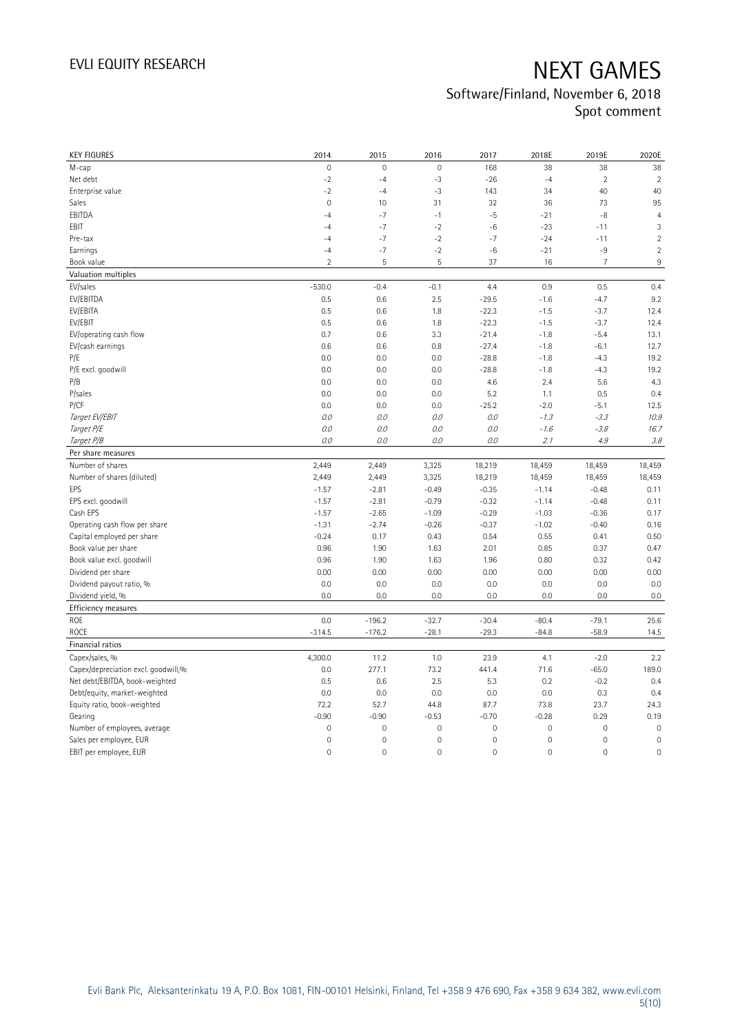# NEXT GAMES

Software/Finland, November 6, 2018
Spot comment

| KEY FIGURES | 2014 | 2015 | 2016 | 2017 | 2018E | 2019E | 2020E |
|---|---|---|---|---|---|---|---|
| M-cap | 0 | 0 | 0 | 168 | 38 | 38 | 38 |
| Net debt | -2 | -4 | -3 | -26 | -4 | 2 | 2 |
| Enterprise value | -2 | -4 | -3 | 143 | 34 | 40 | 40 |
| Sales | 0 | 10 | 31 | 32 | 36 | 73 | 95 |
| EBITDA | -4 | -7 | -1 | -5 | -21 | -8 | 4 |
| EBIT | -4 | -7 | -2 | -6 | -23 | -11 | 3 |
| Pre-tax | -4 | -7 | -2 | -7 | -24 | -11 | 2 |
| Earnings | -4 | -7 | -2 | -6 | -21 | -9 | 2 |
| Book value | 2 | 5 | 5 | 37 | 16 | 7 | 9 |
| **Valuation multiples** | | | | | | | |
| EV/sales | -530.0 | -0.4 | -0.1 | 4.4 | 0.9 | 0.5 | 0.4 |
| EV/EBITDA | 0.5 | 0.6 | 2.5 | -29.5 | -1.6 | -4.7 | 9.2 |
| EV/EBITA | 0.5 | 0.6 | 1.8 | -22.3 | -1.5 | -3.7 | 12.4 |
| EV/EBIT | 0.5 | 0.6 | 1.8 | -22.3 | -1.5 | -3.7 | 12.4 |
| EV/operating cash flow | 0.7 | 0.6 | 3.3 | -21.4 | -1.8 | -5.4 | 13.1 |
| EV/cash earnings | 0.6 | 0.6 | 0.8 | -27.4 | -1.8 | -6.1 | 12.7 |
| P/E | 0.0 | 0.0 | 0.0 | -28.8 | -1.8 | -4.3 | 19.2 |
| P/E excl. goodwill | 0.0 | 0.0 | 0.0 | -28.8 | -1.8 | -4.3 | 19.2 |
| P/B | 0.0 | 0.0 | 0.0 | 4.6 | 2.4 | 5.6 | 4.3 |
| P/sales | 0.0 | 0.0 | 0.0 | 5.2 | 1.1 | 0.5 | 0.4 |
| P/CF | 0.0 | 0.0 | 0.0 | -25.2 | -2.0 | -5.1 | 12.5 |
| *Target EV/EBIT* | *0.0* | *0.0* | *0.0* | *0.0* | *-1.3* | *-3.3* | *10.9* |
| *Target P/E* | *0.0* | *0.0* | *0.0* | *0.0* | *-1.6* | *-3.8* | *16.7* |
| *Target P/B* | *0.0* | *0.0* | *0.0* | *0.0* | *2.1* | *4.9* | *3.8* |
| **Per share measures** | | | | | | | |
| Number of shares | 2,449 | 2,449 | 3,325 | 18,219 | 18,459 | 18,459 | 18,459 |
| Number of shares (diluted) | 2,449 | 2,449 | 3,325 | 18,219 | 18,459 | 18,459 | 18,459 |
| EPS | -1.57 | -2.81 | -0.49 | -0.35 | -1.14 | -0.48 | 0.11 |
| EPS excl. goodwill | -1.57 | -2.81 | -0.79 | -0.32 | -1.14 | -0.48 | 0.11 |
| Cash EPS | -1.57 | -2.65 | -1.09 | -0.29 | -1.03 | -0.36 | 0.17 |
| Operating cash flow per share | -1.31 | -2.74 | -0.26 | -0.37 | -1.02 | -0.40 | 0.16 |
| Capital employed per share | -0.24 | 0.17 | 0.43 | 0.54 | 0.55 | 0.41 | 0.50 |
| Book value per share | 0.96 | 1.90 | 1.63 | 2.01 | 0.85 | 0.37 | 0.47 |
| Book value excl. goodwill | 0.96 | 1.90 | 1.63 | 1.96 | 0.80 | 0.32 | 0.42 |
| Dividend per share | 0.00 | 0.00 | 0.00 | 0.00 | 0.00 | 0.00 | 0.00 |
| Dividend payout ratio, % | 0.0 | 0.0 | 0.0 | 0.0 | 0.0 | 0.0 | 0.0 |
| Dividend yield, % | 0.0 | 0.0 | 0.0 | 0.0 | 0.0 | 0.0 | 0.0 |
| **Efficiency measures** | | | | | | | |
| ROE | 0.0 | -196.2 | -32.7 | -30.4 | -80.4 | -79.1 | 25.6 |
| ROCE | -314.5 | -176.2 | -28.1 | -29.3 | -84.8 | -58.9 | 14.5 |
| **Financial ratios** | | | | | | | |
| Capex/sales, % | 4,300.0 | 11.2 | 1.0 | 23.9 | 4.1 | -2.0 | 2.2 |
| Capex/depreciation excl. goodwill,% | 0.0 | 277.1 | 73.2 | 441.4 | 71.6 | -65.0 | 189.0 |
| Net debt/EBITDA, book-weighted | 0.5 | 0.6 | 2.5 | 5.3 | 0.2 | -0.2 | 0.4 |
| Debt/equity, market-weighted | 0.0 | 0.0 | 0.0 | 0.0 | 0.0 | 0.3 | 0.4 |
| Equity ratio, book-weighted | 72.2 | 52.7 | 44.8 | 87.7 | 73.8 | 23.7 | 24.3 |
| Gearing | -0.90 | -0.90 | -0.53 | -0.70 | -0.28 | 0.29 | 0.19 |
| Number of employees, average | 0 | 0 | 0 | 0 | 0 | 0 | 0 |
| Sales per employee, EUR | 0 | 0 | 0 | 0 | 0 | 0 | 0 |
| EBIT per employee, EUR | 0 | 0 | 0 | 0 | 0 | 0 | 0 |

Evli Bank Plc, Aleksanterinkatu 19 A, P.O. Box 1081, FIN-00101 Helsinki, Finland, Tel +358 9 476 690, Fax +358 9 634 382, www.evli.com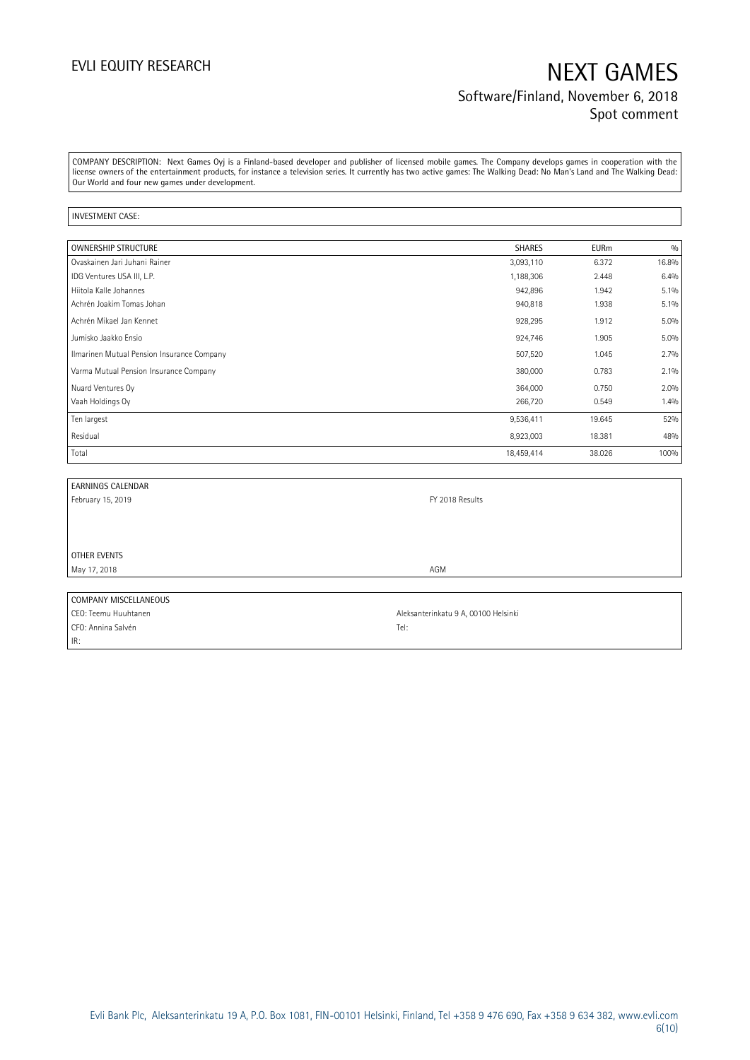COMPANY DESCRIPTION: Next Games Oyj is a Finland-based developer and publisher of licensed mobile games. The Company develops games in cooperation with the license owners of the entertainment products, for instance a television series. It currently has two active games: The Walking Dead: No Man's Land and The Walking Dead: Our World and four new games under development.

INVESTMENT CASE:

| OWNERSHIP STRUCTURE | SHARES | EURm | % |
|---|---|---|---|
| Ovaskainen Jari Juhani Rainer | 3,093,110 | 6.372 | 16.8% |
| IDG Ventures USA III, L.P. | 1,188,306 | 2.448 | 6.4% |
| Hiitola Kalle Johannes | 942,896 | 1.942 | 5.1% |
| Achrén Joakim Tomas Johan | 940,818 | 1.938 | 5.1% |
| Achrén Mikael Jan Kennet | 928,295 | 1.912 | 5.0% |
| Jumisko Jaakko Ensio | 924,746 | 1.905 | 5.0% |
| Ilmarinen Mutual Pension Insurance Company | 507,520 | 1.045 | 2.7% |
| Varma Mutual Pension Insurance Company | 380,000 | 0.783 | 2.1% |
| Nuard Ventures Oy | 364,000 | 0.750 | 2.0% |
| Vaah Holdings Oy | 266,720 | 0.549 | 1.4% |
| Ten largest | 9,536,411 | 19.645 | 52% |
| Residual | 8,923,003 | 18.381 | 48% |
| Total | 18,459,414 | 38.026 | 100% |

| EARNINGS CALENDAR | |
|---|---|
| February 15, 2019 | FY 2018 Results |
| | |
| OTHER EVENTS | |
| May 17, 2018 | AGM |

| COMPANY MISCELLANEOUS | |
|---|---|
| CEO: Teemu Huuhtanen | Aleksanterinkatu 9 A, 00100 Helsinki |
| CFO: Annina Salvén | Tel: |
| IR: | |

Evli Bank Plc, Aleksanterinkatu 19 A, P.O. Box 1081, FIN-00101 Helsinki, Finland, Tel +358 9 476 690, Fax +358 9 634 382, www.evli.com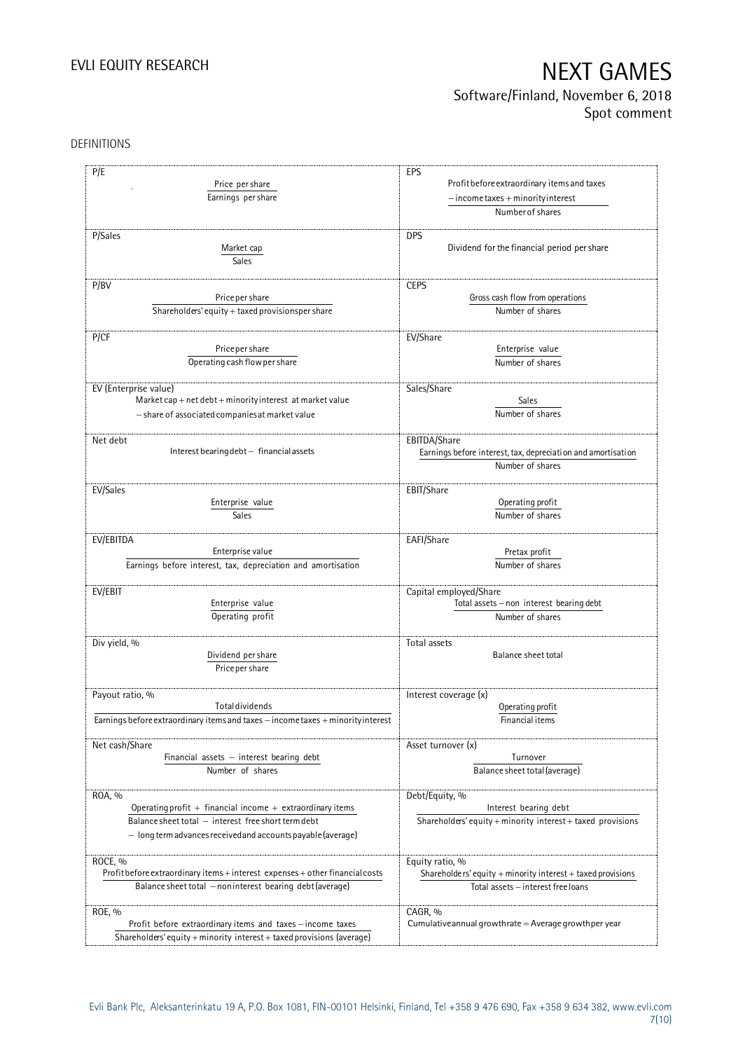DEFINITIONS

| | |
|---|---|
| P/E<br>$\frac{\text{Price per share}}{\text{Earnings per share}}$ | EPS<br>$\frac{\text{Profit before extraordinary items and taxes} - \text{income taxes} + \text{minority interest}}{\text{Number of shares}}$ |
| P/Sales<br>$\frac{\text{Market cap}}{\text{Sales}}$ | DPS<br>Dividend for the financial period per share |
| P/BV<br>$\frac{\text{Price per share}}{\text{Shareholders' equity} + \text{taxed provisions per share}}$ | CEPS<br>$\frac{\text{Gross cash flow from operations}}{\text{Number of shares}}$ |
| P/CF<br>$\frac{\text{Price per share}}{\text{Operating cash flow per share}}$ | EV/Share<br>$\frac{\text{Enterprise value}}{\text{Number of shares}}$ |
| EV (Enterprise value)<br>Market cap + net debt + minority interest at market value − share of associated companies at market value | Sales/Share<br>$\frac{\text{Sales}}{\text{Number of shares}}$ |
| Net debt<br>Interest bearing debt − financial assets | EBITDA/Share<br>$\frac{\text{Earnings before interest, tax, depreciation and amortisation}}{\text{Number of shares}}$ |
| EV/Sales<br>$\frac{\text{Enterprise value}}{\text{Sales}}$ | EBIT/Share<br>$\frac{\text{Operating profit}}{\text{Number of shares}}$ |
| EV/EBITDA<br>$\frac{\text{Enterprise value}}{\text{Earnings before interest, tax, depreciation and amortisation}}$ | EAFI/Share<br>$\frac{\text{Pretax profit}}{\text{Number of shares}}$ |
| EV/EBIT<br>$\frac{\text{Enterprise value}}{\text{Operating profit}}$ | Capital employed/Share<br>$\frac{\text{Total assets} - \text{non interest bearing debt}}{\text{Number of shares}}$ |
| Div yield, %<br>$\frac{\text{Dividend per share}}{\text{Price per share}}$ | Total assets<br>Balance sheet total |
| Payout ratio, %<br>$\frac{\text{Total dividends}}{\text{Earnings before extraordinary items and taxes} - \text{income taxes} + \text{minority interest}}$ | Interest coverage (x)<br>$\frac{\text{Operating profit}}{\text{Financial items}}$ |
| Net cash/Share<br>$\frac{\text{Financial assets} - \text{interest bearing debt}}{\text{Number of shares}}$ | Asset turnover (x)<br>$\frac{\text{Turnover}}{\text{Balance sheet total (average)}}$ |
| ROA, %<br>$\frac{\text{Operating profit} + \text{financial income} + \text{extraordinary items}}{\text{Balance sheet total} - \text{interest free short term debt} - \text{long term advances received and accounts payable (average)}}$ | Debt/Equity, %<br>$\frac{\text{Interest bearing debt}}{\text{Shareholders' equity} + \text{minority interest} + \text{taxed provisions}}$ |
| ROCE, %<br>$\frac{\text{Profit before extraordinary items} + \text{interest expenses} + \text{other financial costs}}{\text{Balance sheet total} - \text{noninterest bearing debt (average)}}$ | Equity ratio, %<br>$\frac{\text{Shareholders' equity} + \text{minority interest} + \text{taxed provisions}}{\text{Total assets} - \text{interest free loans}}$ |
| ROE, %<br>$\frac{\text{Profit before extraordinary items and taxes} - \text{income taxes}}{\text{Shareholders' equity} + \text{minority interest} + \text{taxed provisions (average)}}$ | CAGR, %<br>Cumulative annual growth rate = Average growth per year |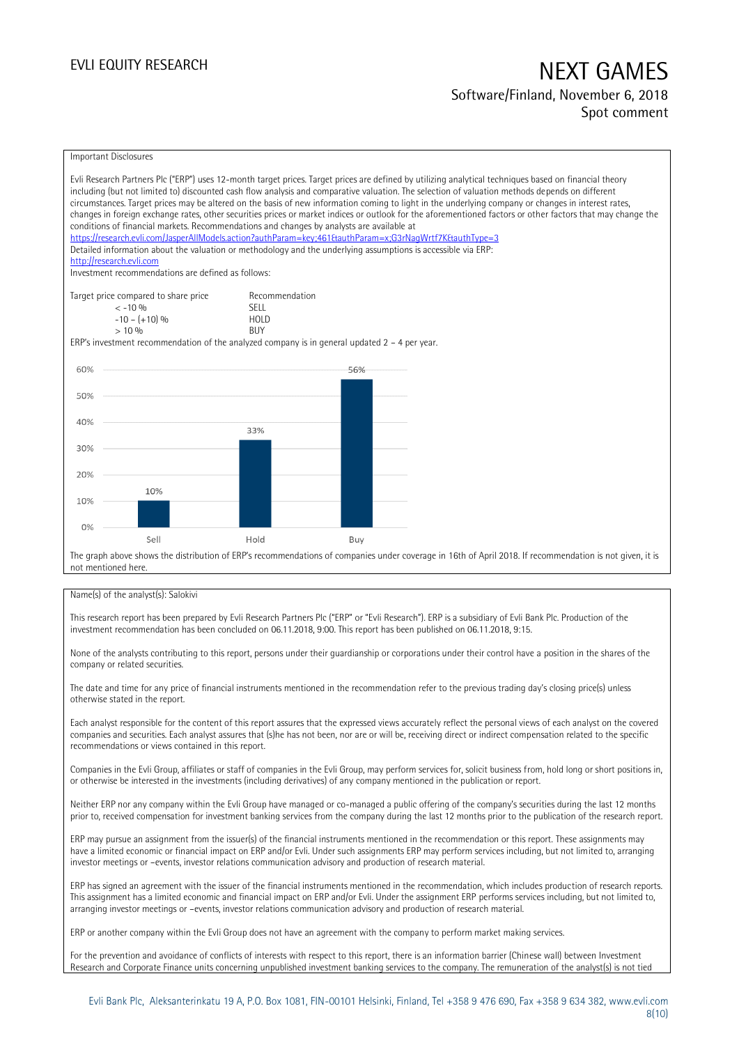Important Disclosures

Evli Research Partners Plc ("ERP") uses 12-month target prices. Target prices are defined by utilizing analytical techniques based on financial theory including (but not limited to) discounted cash flow analysis and comparative valuation. The selection of valuation methods depends on different circumstances. Target prices may be altered on the basis of new information coming to light in the underlying company or changes in interest rates, changes in foreign exchange rates, other securities prices or market indices or outlook for the aforementioned factors or other factors that may change the conditions of financial markets. Recommendations and changes by analysts are available at
https://research.evli.com/JasperAllModels.action?authParam=key;461&authParam=x;G3rNagWrtf7K&authType=3
Detailed information about the valuation or methodology and the underlying assumptions is accessible via ERP:
http://research.evli.com
Investment recommendations are defined as follows:

| Target price compared to share price | Recommendation |
| --- | --- |
| < -10 % | SELL |
| -10 – (+10) % | HOLD |
| > 10 % | BUY |

ERP's investment recommendation of the analyzed company is in general updated 2 – 4 per year.

| | Sell | Hold | Buy |
| --- | --- | --- | --- |
| Share of recommendations | 10% | 33% | 56% |

The graph above shows the distribution of ERP's recommendations of companies under coverage in 16th of April 2018. If recommendation is not given, it is not mentioned here.

Name(s) of the analyst(s): Salokivi

This research report has been prepared by Evli Research Partners Plc ("ERP" or "Evli Research"). ERP is a subsidiary of Evli Bank Plc. Production of the investment recommendation has been concluded on 06.11.2018, 9:00. This report has been published on 06.11.2018, 9:15.

None of the analysts contributing to this report, persons under their guardianship or corporations under their control have a position in the shares of the company or related securities.

The date and time for any price of financial instruments mentioned in the recommendation refer to the previous trading day's closing price(s) unless otherwise stated in the report.

Each analyst responsible for the content of this report assures that the expressed views accurately reflect the personal views of each analyst on the covered companies and securities. Each analyst assures that (s)he has not been, nor are or will be, receiving direct or indirect compensation related to the specific recommendations or views contained in this report.

Companies in the Evli Group, affiliates or staff of companies in the Evli Group, may perform services for, solicit business from, hold long or short positions in, or otherwise be interested in the investments (including derivatives) of any company mentioned in the publication or report.

Neither ERP nor any company within the Evli Group have managed or co-managed a public offering of the company's securities during the last 12 months prior to, received compensation for investment banking services from the company during the last 12 months prior to the publication of the research report.

ERP may pursue an assignment from the issuer(s) of the financial instruments mentioned in the recommendation or this report. These assignments may have a limited economic or financial impact on ERP and/or Evli. Under such assignments ERP may perform services including, but not limited to, arranging investor meetings or –events, investor relations communication advisory and production of research material.

ERP has signed an agreement with the issuer of the financial instruments mentioned in the recommendation, which includes production of research reports. This assignment has a limited economic and financial impact on ERP and/or Evli. Under the assignment ERP performs services including, but not limited to, arranging investor meetings or –events, investor relations communication advisory and production of research material.

ERP or another company within the Evli Group does not have an agreement with the company to perform market making services.

For the prevention and avoidance of conflicts of interests with respect to this report, there is an information barrier (Chinese wall) between Investment Research and Corporate Finance units concerning unpublished investment banking services to the company. The remuneration of the analyst(s) is not tied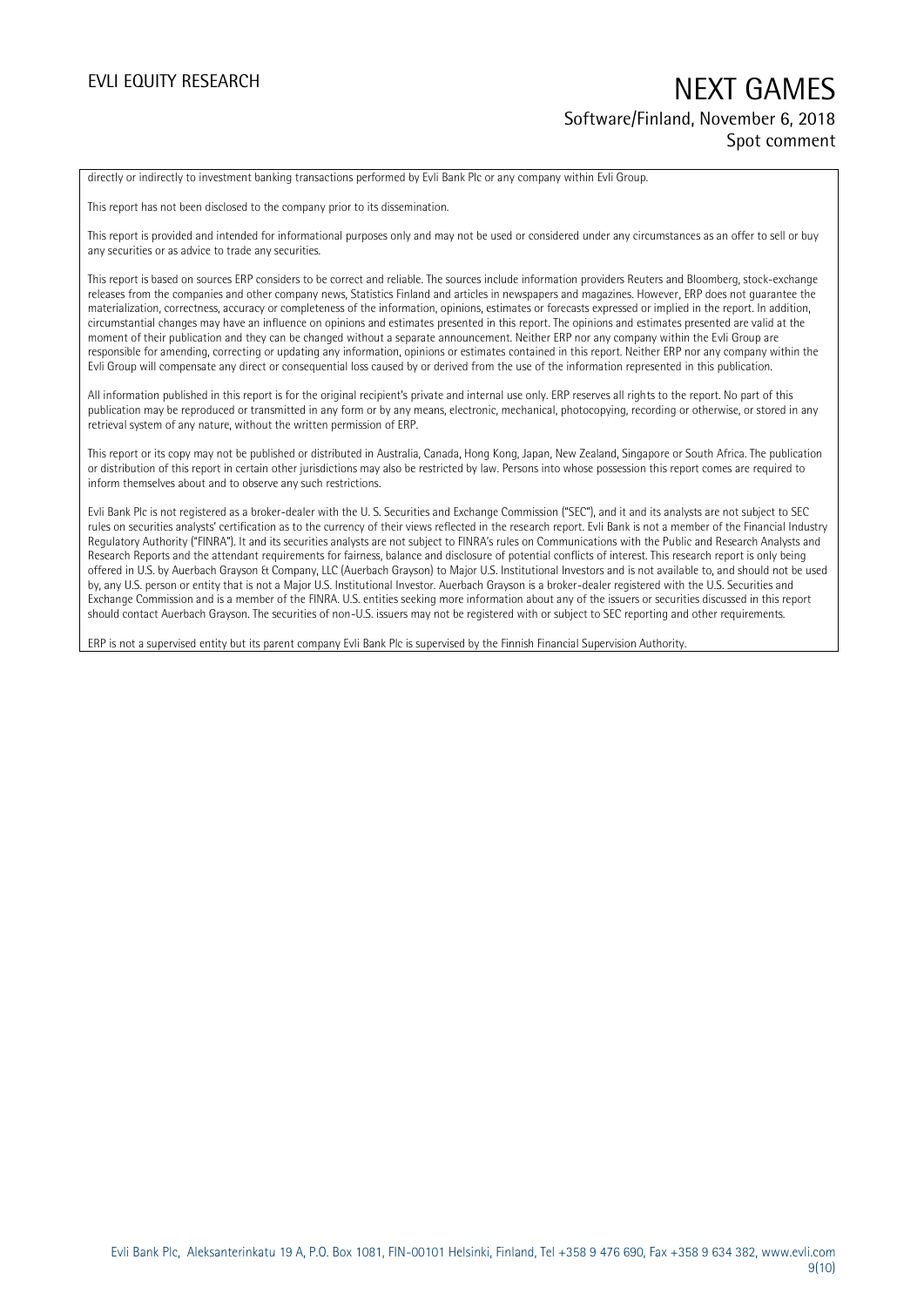directly or indirectly to investment banking transactions performed by Evli Bank Plc or any company within Evli Group.

This report has not been disclosed to the company prior to its dissemination.

This report is provided and intended for informational purposes only and may not be used or considered under any circumstances as an offer to sell or buy any securities or as advice to trade any securities.

This report is based on sources ERP considers to be correct and reliable. The sources include information providers Reuters and Bloomberg, stock-exchange releases from the companies and other company news, Statistics Finland and articles in newspapers and magazines. However, ERP does not guarantee the materialization, correctness, accuracy or completeness of the information, opinions, estimates or forecasts expressed or implied in the report. In addition, circumstantial changes may have an influence on opinions and estimates presented in this report. The opinions and estimates presented are valid at the moment of their publication and they can be changed without a separate announcement. Neither ERP nor any company within the Evli Group are responsible for amending, correcting or updating any information, opinions or estimates contained in this report. Neither ERP nor any company within the Evli Group will compensate any direct or consequential loss caused by or derived from the use of the information represented in this publication.

All information published in this report is for the original recipient's private and internal use only. ERP reserves all rights to the report. No part of this publication may be reproduced or transmitted in any form or by any means, electronic, mechanical, photocopying, recording or otherwise, or stored in any retrieval system of any nature, without the written permission of ERP.

This report or its copy may not be published or distributed in Australia, Canada, Hong Kong, Japan, New Zealand, Singapore or South Africa. The publication or distribution of this report in certain other jurisdictions may also be restricted by law. Persons into whose possession this report comes are required to inform themselves about and to observe any such restrictions.

Evli Bank Plc is not registered as a broker-dealer with the U. S. Securities and Exchange Commission ("SEC"), and it and its analysts are not subject to SEC rules on securities analysts' certification as to the currency of their views reflected in the research report. Evli Bank is not a member of the Financial Industry Regulatory Authority ("FINRA"). It and its securities analysts are not subject to FINRA's rules on Communications with the Public and Research Analysts and Research Reports and the attendant requirements for fairness, balance and disclosure of potential conflicts of interest. This research report is only being offered in U.S. by Auerbach Grayson & Company, LLC (Auerbach Grayson) to Major U.S. Institutional Investors and is not available to, and should not be used by, any U.S. person or entity that is not a Major U.S. Institutional Investor. Auerbach Grayson is a broker-dealer registered with the U.S. Securities and Exchange Commission and is a member of the FINRA. U.S. entities seeking more information about any of the issuers or securities discussed in this report should contact Auerbach Grayson. The securities of non-U.S. issuers may not be registered with or subject to SEC reporting and other requirements.

ERP is not a supervised entity but its parent company Evli Bank Plc is supervised by the Finnish Financial Supervision Authority.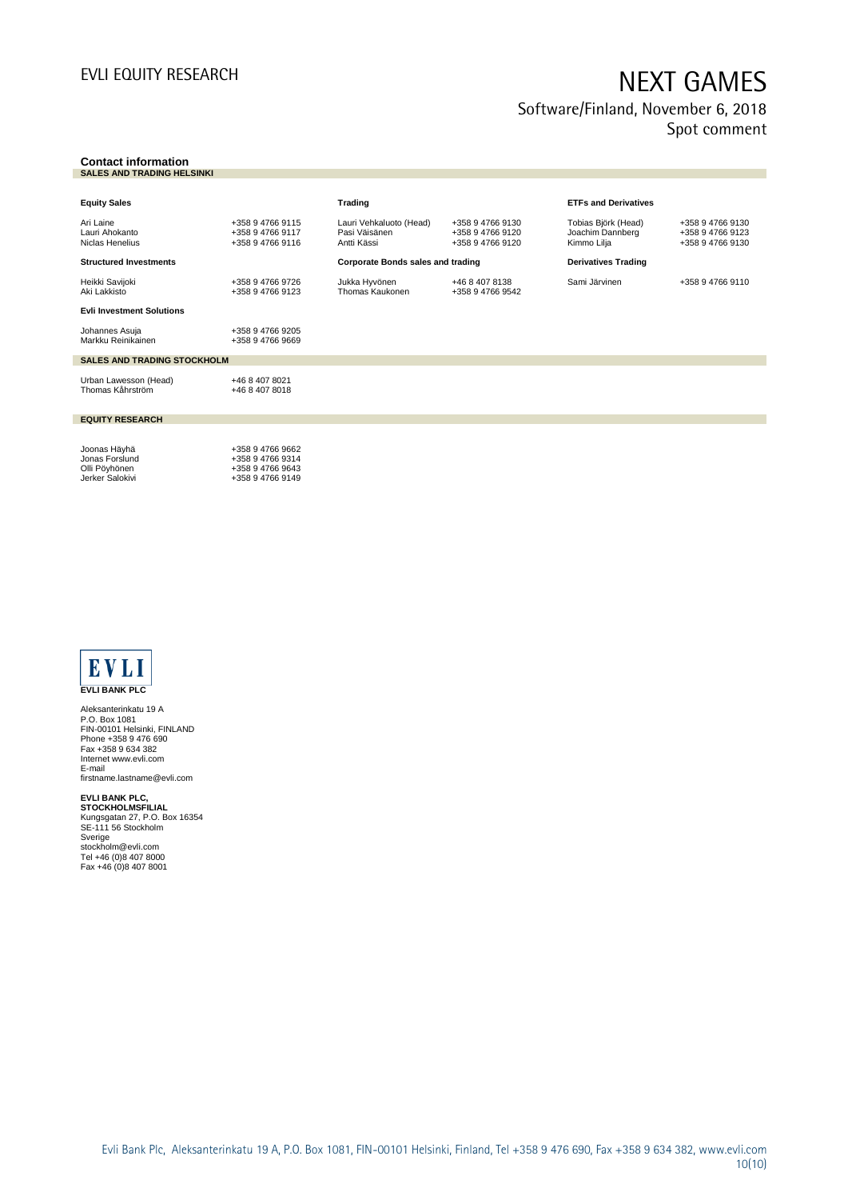## Contact information

### SALES AND TRADING HELSINKI

| Equity Sales | | Trading | | ETFs and Derivatives | |
|---|---|---|---|---|---|
| Ari Laine | +358 9 4766 9115 | Lauri Vehkaluoto (Head) | +358 9 4766 9130 | Tobias Björk (Head) | +358 9 4766 9130 |
| Lauri Ahokanto | +358 9 4766 9117 | Pasi Väisänen | +358 9 4766 9120 | Joachim Dannberg | +358 9 4766 9123 |
| Niclas Henelius | +358 9 4766 9116 | Antti Kässi | +358 9 4766 9120 | Kimmo Lilja | +358 9 4766 9130 |
| **Structured Investments** | | **Corporate Bonds sales and trading** | | **Derivatives Trading** | |
| Heikki Savijoki | +358 9 4766 9726 | Jukka Hyvönen | +46 8 407 8138 | Sami Järvinen | +358 9 4766 9110 |
| Aki Lakkisto | +358 9 4766 9123 | Thomas Kaukonen | +358 9 4766 9542 | | |
| **Evli Investment Solutions** | | | | | |
| Johannes Asuja | +358 9 4766 9205 | | | | |
| Markku Reinikainen | +358 9 4766 9669 | | | | |

### SALES AND TRADING STOCKHOLM

| | |
|---|---|
| Urban Lawesson (Head) | +46 8 407 8021 |
| Thomas Kåhrström | +46 8 407 8018 |

### EQUITY RESEARCH

| | |
|---|---|
| Joonas Häyhä | +358 9 4766 9662 |
| Jonas Forslund | +358 9 4766 9314 |
| Olli Pöyhönen | +358 9 4766 9643 |
| Jerker Salokivi | +358 9 4766 9149 |

EVLI

**EVLI BANK PLC**

Aleksanterinkatu 19 A
P.O. Box 1081
FIN-00101 Helsinki, FINLAND
Phone +358 9 476 690
Fax +358 9 634 382
Internet www.evli.com
E-mail
firstname.lastname@evli.com

**EVLI BANK PLC,**
**STOCKHOLMSFILIAL**
Kungsgatan 27, P.O. Box 16354
SE-111 56 Stockholm
Sverige
stockholm@evli.com
Tel +46 (0)8 407 8000
Fax +46 (0)8 407 8001